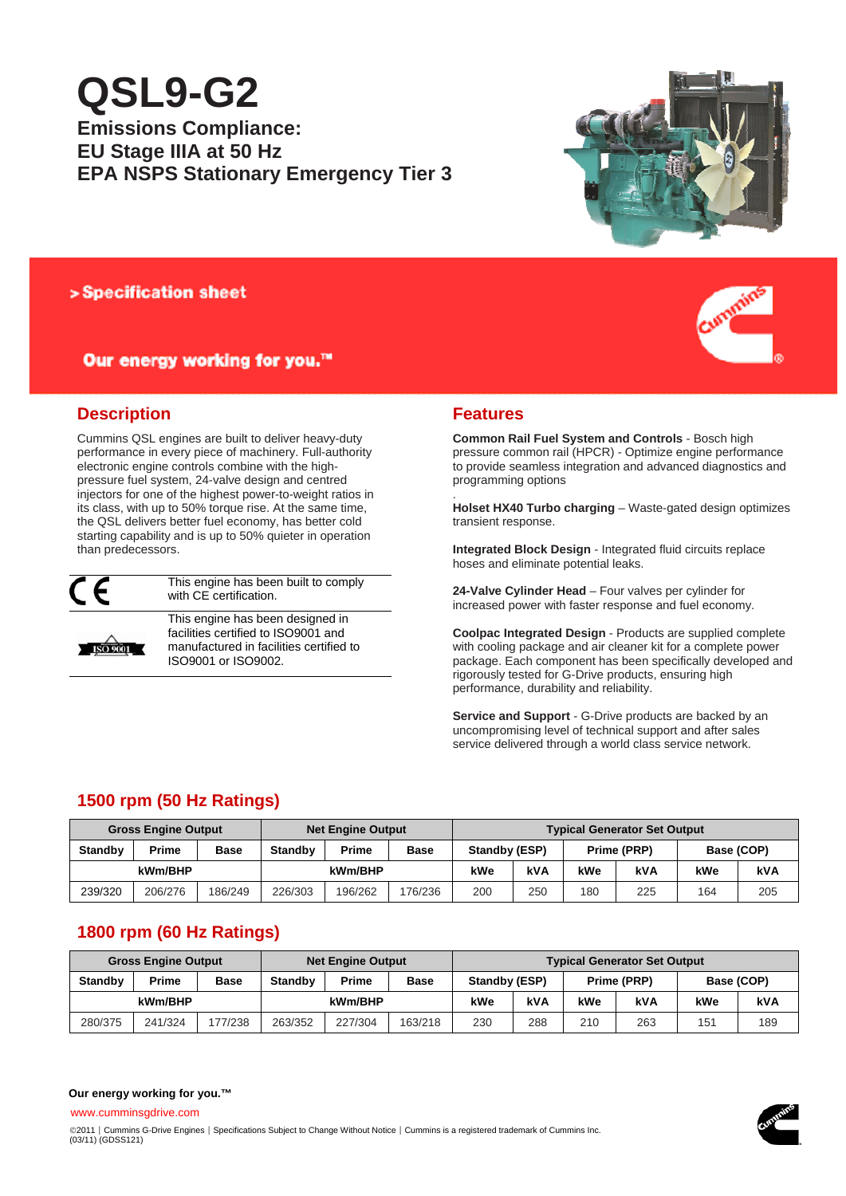# QSL9-G2

## Emissions Compliance:
## EU Stage IIIA at 50 Hz
## EPA NSPS Stationary Emergency Tier 3

> Specification sheet

Our energy working for you.™

## Description

Cummins QSL engines are built to deliver heavy-duty performance in every piece of machinery. Full-authority electronic engine controls combine with the high-pressure fuel system, 24-valve design and centred injectors for one of the highest power-to-weight ratios in its class, with up to 50% torque rise. At the same time, the QSL delivers better fuel economy, has better cold starting capability and is up to 50% quieter in operation than predecessors.

| | |
|---|---|
| CE | This engine has been built to comply with CE certification. |
| ISO 9001 | This engine has been designed in facilities certified to ISO9001 and manufactured in facilities certified to ISO9001 or ISO9002. |

## Features

**Common Rail Fuel System and Controls** - Bosch high pressure common rail (HPCR) - Optimize engine performance to provide seamless integration and advanced diagnostics and programming options

**Holset HX40 Turbo charging** – Waste-gated design optimizes transient response.

**Integrated Block Design** - Integrated fluid circuits replace hoses and eliminate potential leaks.

**24-Valve Cylinder Head** – Four valves per cylinder for increased power with faster response and fuel economy.

**Coolpac Integrated Design** - Products are supplied complete with cooling package and air cleaner kit for a complete power package. Each component has been specifically developed and rigorously tested for G-Drive products, ensuring high performance, durability and reliability.

**Service and Support** - G-Drive products are backed by an uncompromising level of technical support and after sales service delivered through a world class service network.

## 1500 rpm (50 Hz Ratings)

| Gross Engine Output | | | Net Engine Output | | | Typical Generator Set Output | | | | | |
|---|---|---|---|---|---|---|---|---|---|---|---|
| Standby | Prime | Base | Standby | Prime | Base | Standby (ESP) | | Prime (PRP) | | Base (COP) | |
| kWm/BHP | | | kWm/BHP | | | kWe | kVA | kWe | kVA | kWe | kVA |
| 239/320 | 206/276 | 186/249 | 226/303 | 196/262 | 176/236 | 200 | 250 | 180 | 225 | 164 | 205 |

## 1800 rpm (60 Hz Ratings)

| Gross Engine Output | | | Net Engine Output | | | Typical Generator Set Output | | | | | |
|---|---|---|---|---|---|---|---|---|---|---|---|
| Standby | Prime | Base | Standby | Prime | Base | Standby (ESP) | | Prime (PRP) | | Base (COP) | |
| kWm/BHP | | | kWm/BHP | | | kWe | kVA | kWe | kVA | kWe | kVA |
| 280/375 | 241/324 | 177/238 | 263/352 | 227/304 | 163/218 | 230 | 288 | 210 | 263 | 151 | 189 |

**Our energy working for you.™**

www.cumminsgdrive.com

©2011 | Cummins G-Drive Engines | Specifications Subject to Change Without Notice | Cummins is a registered trademark of Cummins Inc.
(03/11) (GDSS121)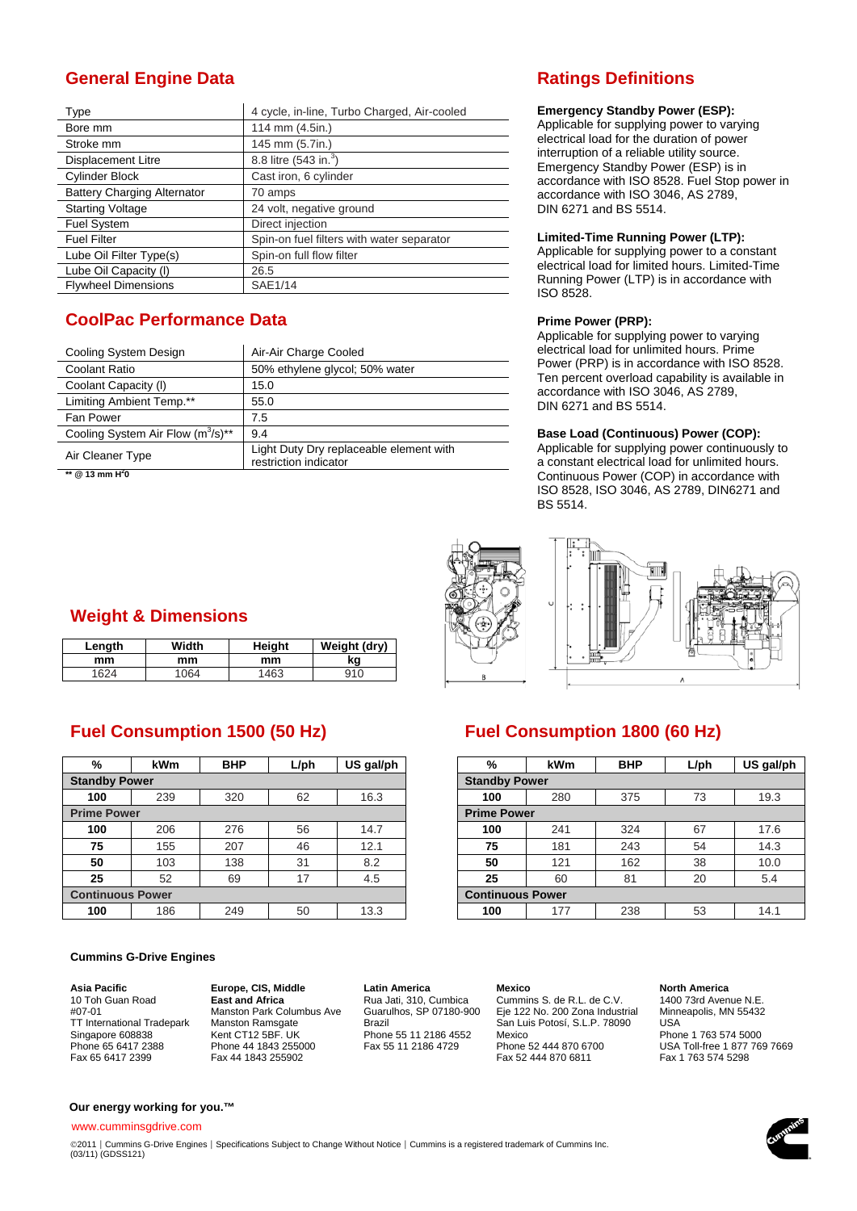## General Engine Data

| | |
|---|---|
| Type | 4 cycle, in-line, Turbo Charged, Air-cooled |
| Bore mm | 114 mm (4.5in.) |
| Stroke mm | 145 mm (5.7in.) |
| Displacement Litre | 8.8 litre (543 in.$^3$) |
| Cylinder Block | Cast iron, 6 cylinder |
| Battery Charging Alternator | 70 amps |
| Starting Voltage | 24 volt, negative ground |
| Fuel System | Direct injection |
| Fuel Filter | Spin-on fuel filters with water separator |
| Lube Oil Filter Type(s) | Spin-on full flow filter |
| Lube Oil Capacity (l) | 26.5 |
| Flywheel Dimensions | SAE1/14 |

## CoolPac Performance Data

| | |
|---|---|
| Cooling System Design | Air-Air Charge Cooled |
| Coolant Ratio | 50% ethylene glycol; 50% water |
| Coolant Capacity (l) | 15.0 |
| Limiting Ambient Temp.** | 55.0 |
| Fan Power | 7.5 |
| Cooling System Air Flow (m$^3$/s)** | 9.4 |
| Air Cleaner Type | Light Duty Dry replaceable element with restriction indicator |

** @ 13 mm $H^2O$

## Ratings Definitions

**Emergency Standby Power (ESP):**
Applicable for supplying power to varying electrical load for the duration of power interruption of a reliable utility source. Emergency Standby Power (ESP) is in accordance with ISO 8528. Fuel Stop power in accordance with ISO 3046, AS 2789, DIN 6271 and BS 5514.

**Limited-Time Running Power (LTP):**
Applicable for supplying power to a constant electrical load for limited hours. Limited-Time Running Power (LTP) is in accordance with ISO 8528.

**Prime Power (PRP):**
Applicable for supplying power to varying electrical load for unlimited hours. Prime Power (PRP) is in accordance with ISO 8528. Ten percent overload capability is available in accordance with ISO 3046, AS 2789, DIN 6271 and BS 5514.

**Base Load (Continuous) Power (COP):**
Applicable for supplying power continuously to a constant electrical load for unlimited hours. Continuous Power (COP) in accordance with ISO 8528, ISO 3046, AS 2789, DIN6271 and BS 5514.

## Weight & Dimensions

| Length | Width | Height | Weight (dry) |
|---|---|---|---|
| mm | mm | mm | kg |
| 1624 | 1064 | 1463 | 910 |

B

C

A

## Fuel Consumption 1500 (50 Hz)

| % | kWm | BHP | L/ph | US gal/ph |
|---|---|---|---|---|
| **Standby Power** | | | | |
| **100** | 239 | 320 | 62 | 16.3 |
| **Prime Power** | | | | |
| **100** | 206 | 276 | 56 | 14.7 |
| **75** | 155 | 207 | 46 | 12.1 |
| **50** | 103 | 138 | 31 | 8.2 |
| **25** | 52 | 69 | 17 | 4.5 |
| **Continuous Power** | | | | |
| **100** | 186 | 249 | 50 | 13.3 |

## Fuel Consumption 1800 (60 Hz)

| % | kWm | BHP | L/ph | US gal/ph |
|---|---|---|---|---|
| **Standby Power** | | | | |
| **100** | 280 | 375 | 73 | 19.3 |
| **Prime Power** | | | | |
| **100** | 241 | 324 | 67 | 17.6 |
| **75** | 181 | 243 | 54 | 14.3 |
| **50** | 121 | 162 | 38 | 10.0 |
| **25** | 60 | 81 | 20 | 5.4 |
| **Continuous Power** | | | | |
| **100** | 177 | 238 | 53 | 14.1 |

**Cummins G-Drive Engines**

**Asia Pacific**
10 Toh Guan Road
#07-01
TT International Tradepark
Singapore 608838
Phone 65 6417 2388
Fax 65 6417 2399

**Europe, CIS, Middle East and Africa**
Manston Park Columbus Ave
Manston Ramsgate
Kent CT12 5BF. UK
Phone 44 1843 255000
Fax 44 1843 255902

**Latin America**
Rua Jati, 310, Cumbica
Guarulhos, SP 07180-900
Brazil
Phone 55 11 2186 4552
Fax 55 11 2186 4729

**Mexico**
Cummins S. de R.L. de C.V.
Eje 122 No. 200 Zona Industrial
San Luis Potosí, S.L.P. 78090
Mexico
Phone 52 444 870 6700
Fax 52 444 870 6811

**North America**
1400 73rd Avenue N.E.
Minneapolis, MN 55432
USA
Phone 1 763 574 5000
USA Toll-free 1 877 769 7669
Fax 1 763 574 5298

**Our energy working for you.™**

www.cumminsgdrive.com

©2011 | Cummins G-Drive Engines | Specifications Subject to Change Without Notice | Cummins is a registered trademark of Cummins Inc.
(03/11) (GDSS121)